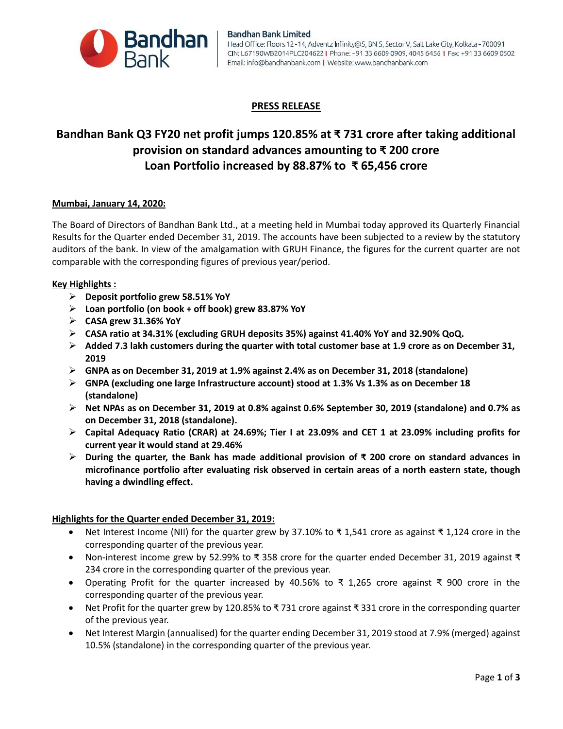Bandhan Bank

**Bandhan Bank Limited**
Head Office: Floors 12-14, Adventz Infinity@5, BN 5, Sector V, Salt Lake City, Kolkata - 700091
CIN: L67190WB2014PLC204622 | Phone: +91 33 6609 0909, 4045 6456 | Fax: +91 33 6609 0502
Email: info@bandhanbank.com | Website: www.bandhanbank.com

## PRESS RELEASE

# Bandhan Bank Q3 FY20 net profit jumps 120.85% at ₹ 731 crore after taking additional provision on standard advances amounting to ₹ 200 crore
# Loan Portfolio increased by 88.87% to ₹ 65,456 crore

**Mumbai, January 14, 2020:**

The Board of Directors of Bandhan Bank Ltd., at a meeting held in Mumbai today approved its Quarterly Financial Results for the Quarter ended December 31, 2019. The accounts have been subjected to a review by the statutory auditors of the bank. In view of the amalgamation with GRUH Finance, the figures for the current quarter are not comparable with the corresponding figures of previous year/period.

**Key Highlights :**

- **Deposit portfolio grew 58.51% YoY**
- **Loan portfolio (on book + off book) grew 83.87% YoY**
- **CASA grew 31.36% YoY**
- **CASA ratio at 34.31% (excluding GRUH deposits 35%) against 41.40% YoY and 32.90% QoQ.**
- **Added 7.3 lakh customers during the quarter with total customer base at 1.9 crore as on December 31, 2019**
- **GNPA as on December 31, 2019 at 1.9% against 2.4% as on December 31, 2018 (standalone)**
- **GNPA (excluding one large Infrastructure account) stood at 1.3% Vs 1.3% as on December 18 (standalone)**
- **Net NPAs as on December 31, 2019 at 0.8% against 0.6% September 30, 2019 (standalone) and 0.7% as on December 31, 2018 (standalone).**
- **Capital Adequacy Ratio (CRAR) at 24.69%; Tier I at 23.09% and CET 1 at 23.09% including profits for current year it would stand at 29.46%**
- **During the quarter, the Bank has made additional provision of ₹ 200 crore on standard advances in microfinance portfolio after evaluating risk observed in certain areas of a north eastern state, though having a dwindling effect.**

**Highlights for the Quarter ended December 31, 2019:**

- Net Interest Income (NII) for the quarter grew by 37.10% to ₹ 1,541 crore as against ₹ 1,124 crore in the corresponding quarter of the previous year.
- Non-interest income grew by 52.99% to ₹ 358 crore for the quarter ended December 31, 2019 against ₹ 234 crore in the corresponding quarter of the previous year.
- Operating Profit for the quarter increased by 40.56% to ₹ 1,265 crore against ₹ 900 crore in the corresponding quarter of the previous year.
- Net Profit for the quarter grew by 120.85% to ₹ 731 crore against ₹ 331 crore in the corresponding quarter of the previous year.
- Net Interest Margin (annualised) for the quarter ending December 31, 2019 stood at 7.9% (merged) against 10.5% (standalone) in the corresponding quarter of the previous year.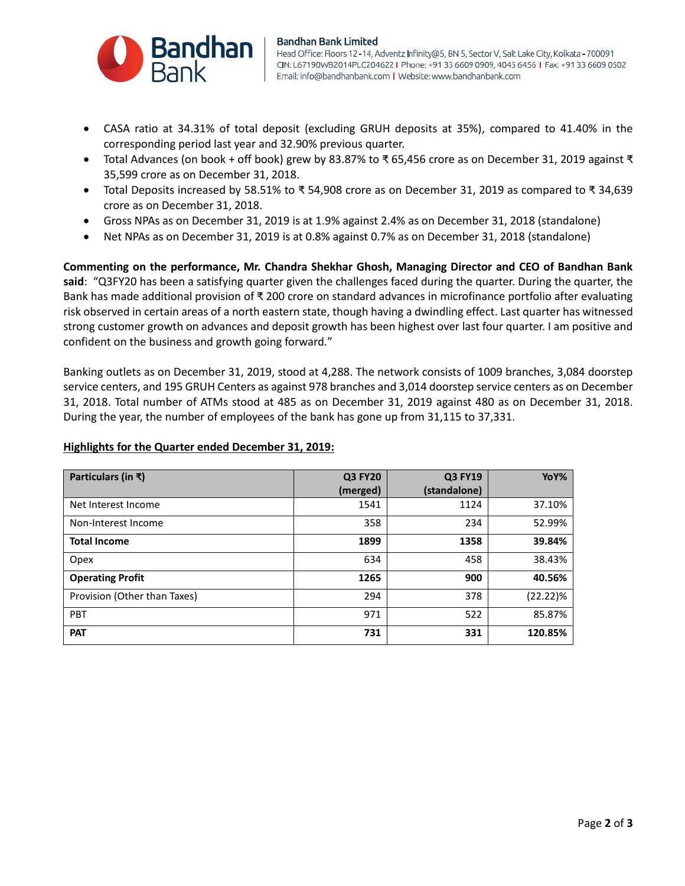- CASA ratio at 34.31% of total deposit (excluding GRUH deposits at 35%), compared to 41.40% in the corresponding period last year and 32.90% previous quarter.
- Total Advances (on book + off book) grew by 83.87% to ₹ 65,456 crore as on December 31, 2019 against ₹ 35,599 crore as on December 31, 2018.
- Total Deposits increased by 58.51% to ₹ 54,908 crore as on December 31, 2019 as compared to ₹ 34,639 crore as on December 31, 2018.
- Gross NPAs as on December 31, 2019 is at 1.9% against 2.4% as on December 31, 2018 (standalone)
- Net NPAs as on December 31, 2019 is at 0.8% against 0.7% as on December 31, 2018 (standalone)

**Commenting on the performance, Mr. Chandra Shekhar Ghosh, Managing Director and CEO of Bandhan Bank said**: "Q3FY20 has been a satisfying quarter given the challenges faced during the quarter. During the quarter, the Bank has made additional provision of ₹ 200 crore on standard advances in microfinance portfolio after evaluating risk observed in certain areas of a north eastern state, though having a dwindling effect. Last quarter has witnessed strong customer growth on advances and deposit growth has been highest over last four quarter. I am positive and confident on the business and growth going forward."

Banking outlets as on December 31, 2019, stood at 4,288. The network consists of 1009 branches, 3,084 doorstep service centers, and 195 GRUH Centers as against 978 branches and 3,014 doorstep service centers as on December 31, 2018. Total number of ATMs stood at 485 as on December 31, 2019 against 480 as on December 31, 2018. During the year, the number of employees of the bank has gone up from 31,115 to 37,331.

**Highlights for the Quarter ended December 31, 2019:**

| Particulars (in ₹) | Q3 FY20 (merged) | Q3 FY19 (standalone) | YoY% |
|---|---|---|---|
| Net Interest Income | 1541 | 1124 | 37.10% |
| Non-Interest Income | 358 | 234 | 52.99% |
| **Total Income** | **1899** | **1358** | **39.84%** |
| Opex | 634 | 458 | 38.43% |
| **Operating Profit** | **1265** | **900** | **40.56%** |
| Provision (Other than Taxes) | 294 | 378 | (22.22)% |
| PBT | 971 | 522 | 85.87% |
| **PAT** | **731** | **331** | **120.85%** |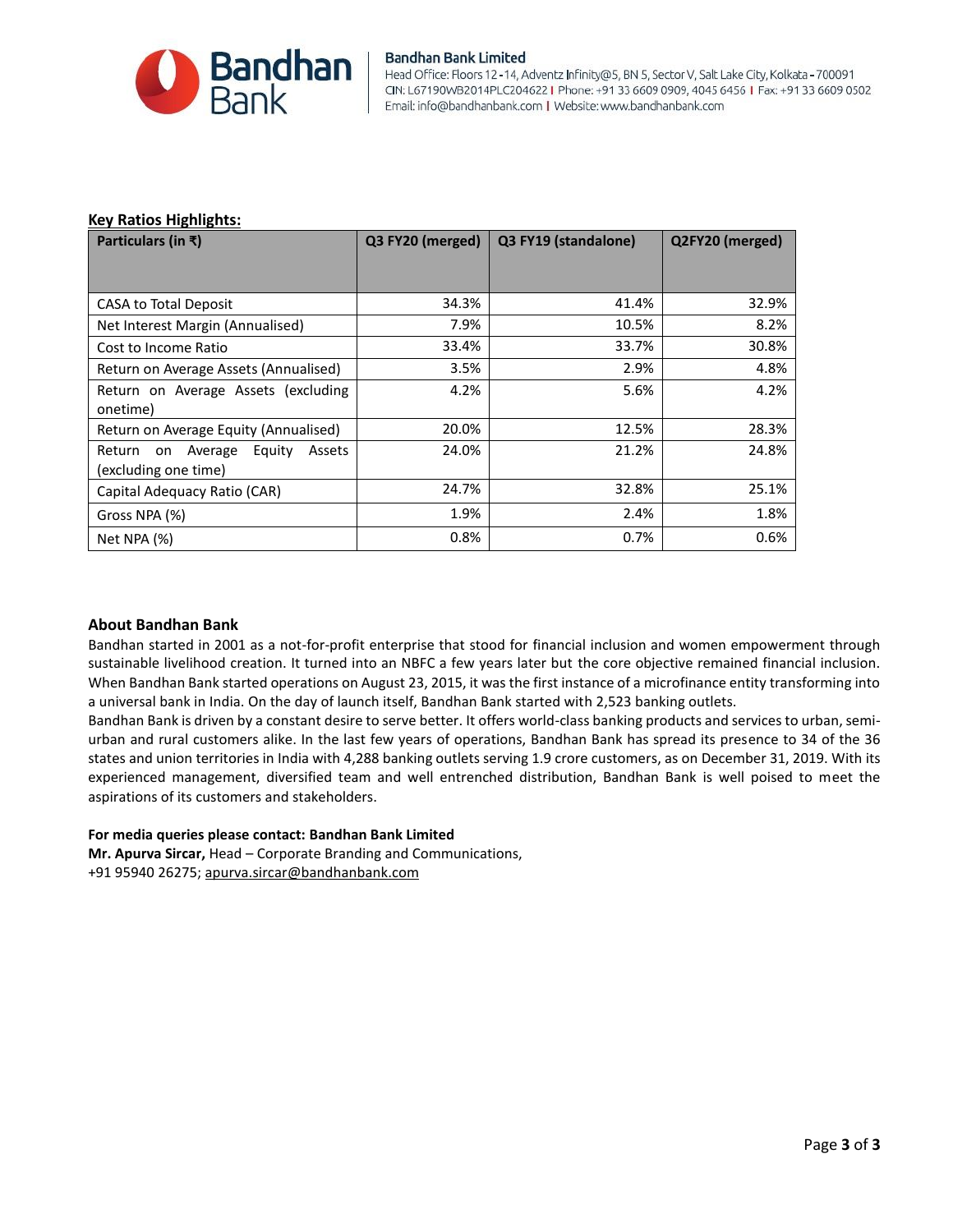**Key Ratios Highlights:**

| Particulars (in ₹) | Q3 FY20 (merged) | Q3 FY19 (standalone) | Q2FY20 (merged) |
|---|---|---|---|
| CASA to Total Deposit | 34.3% | 41.4% | 32.9% |
| Net Interest Margin (Annualised) | 7.9% | 10.5% | 8.2% |
| Cost to Income Ratio | 33.4% | 33.7% | 30.8% |
| Return on Average Assets (Annualised) | 3.5% | 2.9% | 4.8% |
| Return on Average Assets (excluding onetime) | 4.2% | 5.6% | 4.2% |
| Return on Average Equity (Annualised) | 20.0% | 12.5% | 28.3% |
| Return on Average Equity Assets (excluding one time) | 24.0% | 21.2% | 24.8% |
| Capital Adequacy Ratio (CAR) | 24.7% | 32.8% | 25.1% |
| Gross NPA (%) | 1.9% | 2.4% | 1.8% |
| Net NPA (%) | 0.8% | 0.7% | 0.6% |

### About Bandhan Bank

Bandhan started in 2001 as a not-for-profit enterprise that stood for financial inclusion and women empowerment through sustainable livelihood creation. It turned into an NBFC a few years later but the core objective remained financial inclusion. When Bandhan Bank started operations on August 23, 2015, it was the first instance of a microfinance entity transforming into a universal bank in India. On the day of launch itself, Bandhan Bank started with 2,523 banking outlets.

Bandhan Bank is driven by a constant desire to serve better. It offers world-class banking products and services to urban, semi-urban and rural customers alike. In the last few years of operations, Bandhan Bank has spread its presence to 34 of the 36 states and union territories in India with 4,288 banking outlets serving 1.9 crore customers, as on December 31, 2019. With its experienced management, diversified team and well entrenched distribution, Bandhan Bank is well poised to meet the aspirations of its customers and stakeholders.

**For media queries please contact: Bandhan Bank Limited**
**Mr. Apurva Sircar,** Head – Corporate Branding and Communications,
+91 95940 26275; apurva.sircar@bandhanbank.com